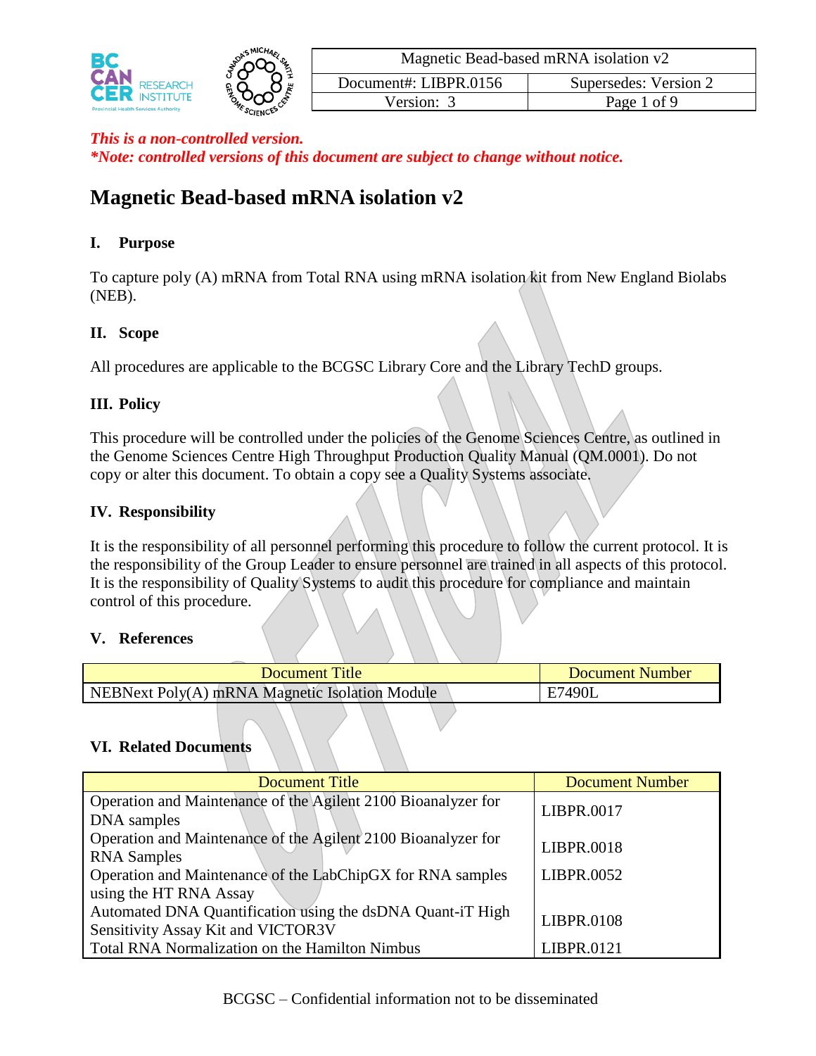| Magnetic Bead-based mRNA isolation v2 | |
|---|---|
| Document#: LIBPR.0156 | Supersedes: Version 2 |
| Version: 3 | |

***This is a non-controlled version.***
***\*Note: controlled versions of this document are subject to change without notice.***

# Magnetic Bead-based mRNA isolation v2

## I. Purpose

To capture poly (A) mRNA from Total RNA using mRNA isolation kit from New England Biolabs (NEB).

## II. Scope

All procedures are applicable to the BCGSC Library Core and the Library TechD groups.

## III. Policy

This procedure will be controlled under the policies of the Genome Sciences Centre, as outlined in the Genome Sciences Centre High Throughput Production Quality Manual (QM.0001). Do not copy or alter this document. To obtain a copy see a Quality Systems associate.

## IV. Responsibility

It is the responsibility of all personnel performing this procedure to follow the current protocol. It is the responsibility of the Group Leader to ensure personnel are trained in all aspects of this protocol. It is the responsibility of Quality Systems to audit this procedure for compliance and maintain control of this procedure.

## V. References

| Document Title | Document Number |
|---|---|
| NEBNext Poly(A) mRNA Magnetic Isolation Module | E7490L |

## VI. Related Documents

| Document Title | Document Number |
|---|---|
| Operation and Maintenance of the Agilent 2100 Bioanalyzer for DNA samples | LIBPR.0017 |
| Operation and Maintenance of the Agilent 2100 Bioanalyzer for RNA Samples | LIBPR.0018 |
| Operation and Maintenance of the LabChipGX for RNA samples using the HT RNA Assay | LIBPR.0052 |
| Automated DNA Quantification using the dsDNA Quant-iT High Sensitivity Assay Kit and VICTOR3V | LIBPR.0108 |
| Total RNA Normalization on the Hamilton Nimbus | LIBPR.0121 |

BCGSC – Confidential information not to be disseminated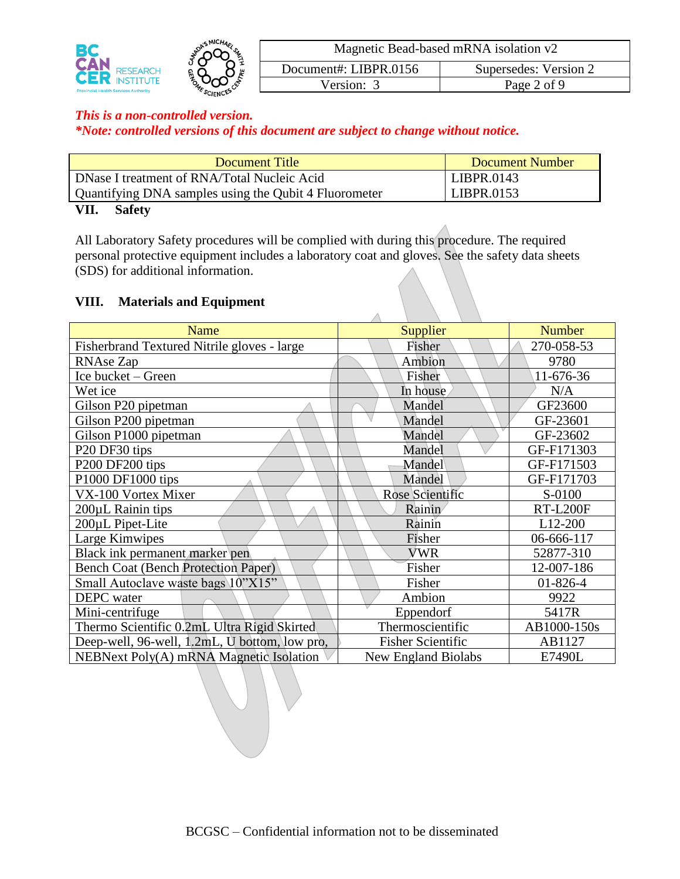*This is a non-controlled version.*
***Note: controlled versions of this document are subject to change without notice.***

| Document Title | Document Number |
|---|---|
| DNase I treatment of RNA/Total Nucleic Acid | LIBPR.0143 |
| Quantifying DNA samples using the Qubit 4 Fluorometer | LIBPR.0153 |

## VII. Safety

All Laboratory Safety procedures will be complied with during this procedure. The required personal protective equipment includes a laboratory coat and gloves. See the safety data sheets (SDS) for additional information.

## VIII. Materials and Equipment

| Name | Supplier | Number |
|---|---|---|
| Fisherbrand Textured Nitrile gloves - large | Fisher | 270-058-53 |
| RNAse Zap | Ambion | 9780 |
| Ice bucket – Green | Fisher | 11-676-36 |
| Wet ice | In house | N/A |
| Gilson P20 pipetman | Mandel | GF23600 |
| Gilson P200 pipetman | Mandel | GF-23601 |
| Gilson P1000 pipetman | Mandel | GF-23602 |
| P20 DF30 tips | Mandel | GF-F171303 |
| P200 DF200 tips | Mandel | GF-F171503 |
| P1000 DF1000 tips | Mandel | GF-F171703 |
| VX-100 Vortex Mixer | Rose Scientific | S-0100 |
| 200µL Rainin tips | Rainin | RT-L200F |
| 200µL Pipet-Lite | Rainin | L12-200 |
| Large Kimwipes | Fisher | 06-666-117 |
| Black ink permanent marker pen | VWR | 52877-310 |
| Bench Coat (Bench Protection Paper) | Fisher | 12-007-186 |
| Small Autoclave waste bags 10"X15" | Fisher | 01-826-4 |
| DEPC water | Ambion | 9922 |
| Mini-centrifuge | Eppendorf | 5417R |
| Thermo Scientific 0.2mL Ultra Rigid Skirted | Thermoscientific | AB1000-150s |
| Deep-well, 96-well, 1.2mL, U bottom, low pro, | Fisher Scientific | AB1127 |
| NEBNext Poly(A) mRNA Magnetic Isolation | New England Biolabs | E7490L |

BCGSC – Confidential information not to be disseminated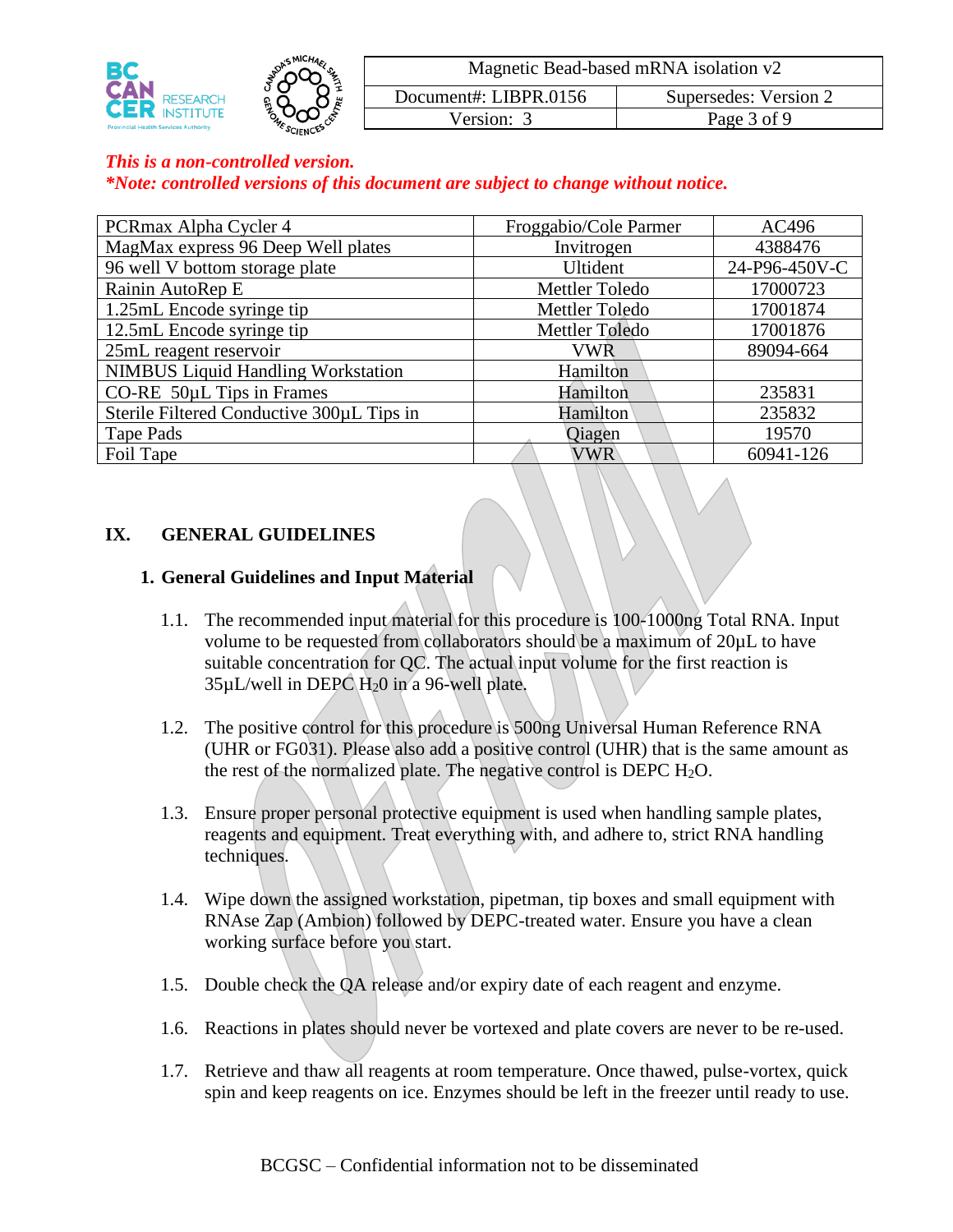*This is a non-controlled version.*
***Note: controlled versions of this document are subject to change without notice.***

| | | |
|---|---|---|
| PCRmax Alpha Cycler 4 | Froggabio/Cole Parmer | AC496 |
| MagMax express 96 Deep Well plates | Invitrogen | 4388476 |
| 96 well V bottom storage plate | Ultident | 24-P96-450V-C |
| Rainin AutoRep E | Mettler Toledo | 17000723 |
| 1.25mL Encode syringe tip | Mettler Toledo | 17001874 |
| 12.5mL Encode syringe tip | Mettler Toledo | 17001876 |
| 25mL reagent reservoir | VWR | 89094-664 |
| NIMBUS Liquid Handling Workstation | Hamilton | |
| CO-RE 50µL Tips in Frames | Hamilton | 235831 |
| Sterile Filtered Conductive 300µL Tips in | Hamilton | 235832 |
| Tape Pads | Qiagen | 19570 |
| Foil Tape | VWR | 60941-126 |

## IX. GENERAL GUIDELINES

### 1. General Guidelines and Input Material

1.1. The recommended input material for this procedure is 100-1000ng Total RNA. Input volume to be requested from collaborators should be a maximum of 20µL to have suitable concentration for QC. The actual input volume for the first reaction is 35µL/well in DEPC $H_20$ in a 96-well plate.

1.2. The positive control for this procedure is 500ng Universal Human Reference RNA (UHR or FG031). Please also add a positive control (UHR) that is the same amount as the rest of the normalized plate. The negative control is DEPC $H_2O$.

1.3. Ensure proper personal protective equipment is used when handling sample plates, reagents and equipment. Treat everything with, and adhere to, strict RNA handling techniques.

1.4. Wipe down the assigned workstation, pipetman, tip boxes and small equipment with RNAse Zap (Ambion) followed by DEPC-treated water. Ensure you have a clean working surface before you start.

1.5. Double check the QA release and/or expiry date of each reagent and enzyme.

1.6. Reactions in plates should never be vortexed and plate covers are never to be re-used.

1.7. Retrieve and thaw all reagents at room temperature. Once thawed, pulse-vortex, quick spin and keep reagents on ice. Enzymes should be left in the freezer until ready to use.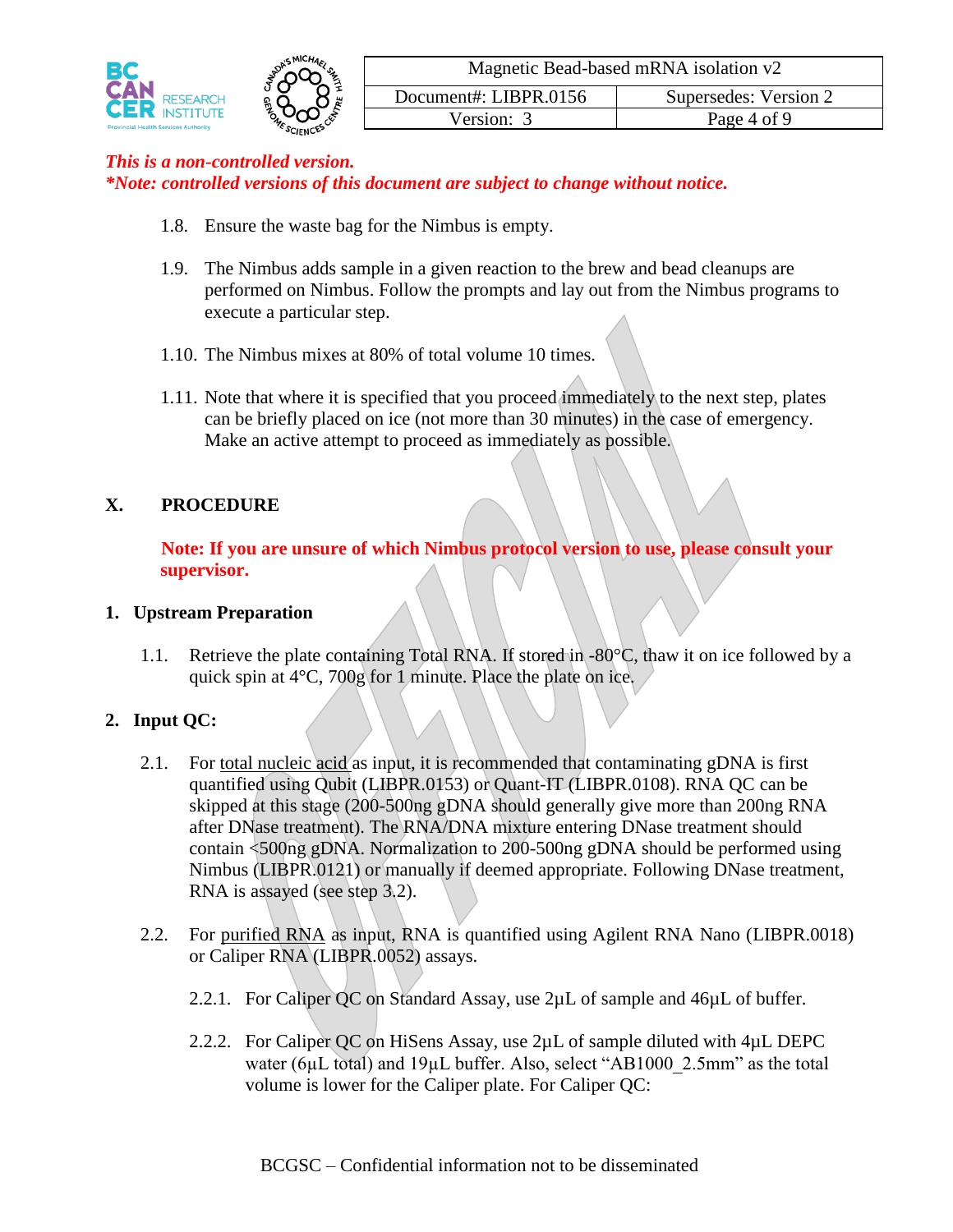*This is a non-controlled version.*
***Note: controlled versions of this document are subject to change without notice.***

1.8. Ensure the waste bag for the Nimbus is empty.

1.9. The Nimbus adds sample in a given reaction to the brew and bead cleanups are performed on Nimbus. Follow the prompts and lay out from the Nimbus programs to execute a particular step.

1.10. The Nimbus mixes at 80% of total volume 10 times.

1.11. Note that where it is specified that you proceed immediately to the next step, plates can be briefly placed on ice (not more than 30 minutes) in the case of emergency. Make an active attempt to proceed as immediately as possible.

## X. PROCEDURE

**Note: If you are unsure of which Nimbus protocol version to use, please consult your supervisor.**

### 1. Upstream Preparation

1.1. Retrieve the plate containing Total RNA. If stored in -80°C, thaw it on ice followed by a quick spin at 4°C, 700g for 1 minute. Place the plate on ice.

### 2. Input QC:

2.1. For total nucleic acid as input, it is recommended that contaminating gDNA is first quantified using Qubit (LIBPR.0153) or Quant-IT (LIBPR.0108). RNA QC can be skipped at this stage (200-500ng gDNA should generally give more than 200ng RNA after DNase treatment). The RNA/DNA mixture entering DNase treatment should contain <500ng gDNA. Normalization to 200-500ng gDNA should be performed using Nimbus (LIBPR.0121) or manually if deemed appropriate. Following DNase treatment, RNA is assayed (see step 3.2).

2.2. For purified RNA as input, RNA is quantified using Agilent RNA Nano (LIBPR.0018) or Caliper RNA (LIBPR.0052) assays.

2.2.1. For Caliper QC on Standard Assay, use 2µL of sample and 46µL of buffer.

2.2.2. For Caliper QC on HiSens Assay, use 2µL of sample diluted with 4µL DEPC water (6µL total) and 19µL buffer. Also, select "AB1000_2.5mm" as the total volume is lower for the Caliper plate. For Caliper QC: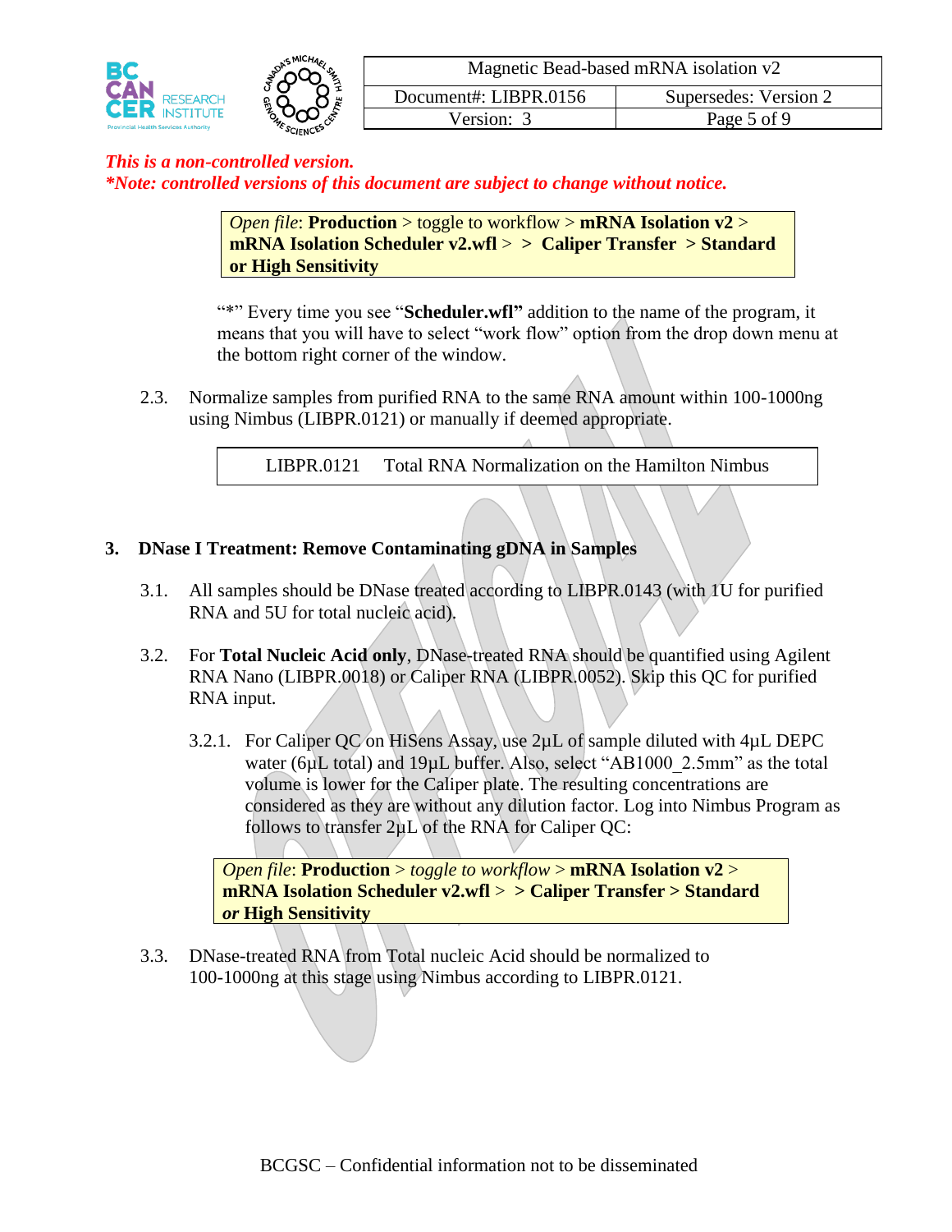*This is a non-controlled version.*
***Note: controlled versions of this document are subject to change without notice.***

> *Open file*: **Production** > toggle to workflow > **mRNA Isolation v2** > **mRNA Isolation Scheduler v2.wfl** > > **Caliper Transfer** > **Standard or High Sensitivity**

"*" Every time you see "**Scheduler.wfl"** addition to the name of the program, it means that you will have to select "work flow" option from the drop down menu at the bottom right corner of the window.

2.3. Normalize samples from purified RNA to the same RNA amount within 100-1000ng using Nimbus (LIBPR.0121) or manually if deemed appropriate.

| LIBPR.0121 | Total RNA Normalization on the Hamilton Nimbus |
|---|---|

## 3. DNase I Treatment: Remove Contaminating gDNA in Samples

3.1. All samples should be DNase treated according to LIBPR.0143 (with 1U for purified RNA and 5U for total nucleic acid).

3.2. For **Total Nucleic Acid only**, DNase-treated RNA should be quantified using Agilent RNA Nano (LIBPR.0018) or Caliper RNA (LIBPR.0052). Skip this QC for purified RNA input.

3.2.1. For Caliper QC on HiSens Assay, use 2µL of sample diluted with 4µL DEPC water (6µL total) and 19µL buffer. Also, select "AB1000_2.5mm" as the total volume is lower for the Caliper plate. The resulting concentrations are considered as they are without any dilution factor. Log into Nimbus Program as follows to transfer 2µL of the RNA for Caliper QC:

> *Open file*: **Production** > *toggle to workflow* > **mRNA Isolation v2** > **mRNA Isolation Scheduler v2.wfl** > > **Caliper Transfer > Standard** ***or* High Sensitivity**

3.3. DNase-treated RNA from Total nucleic Acid should be normalized to 100-1000ng at this stage using Nimbus according to LIBPR.0121.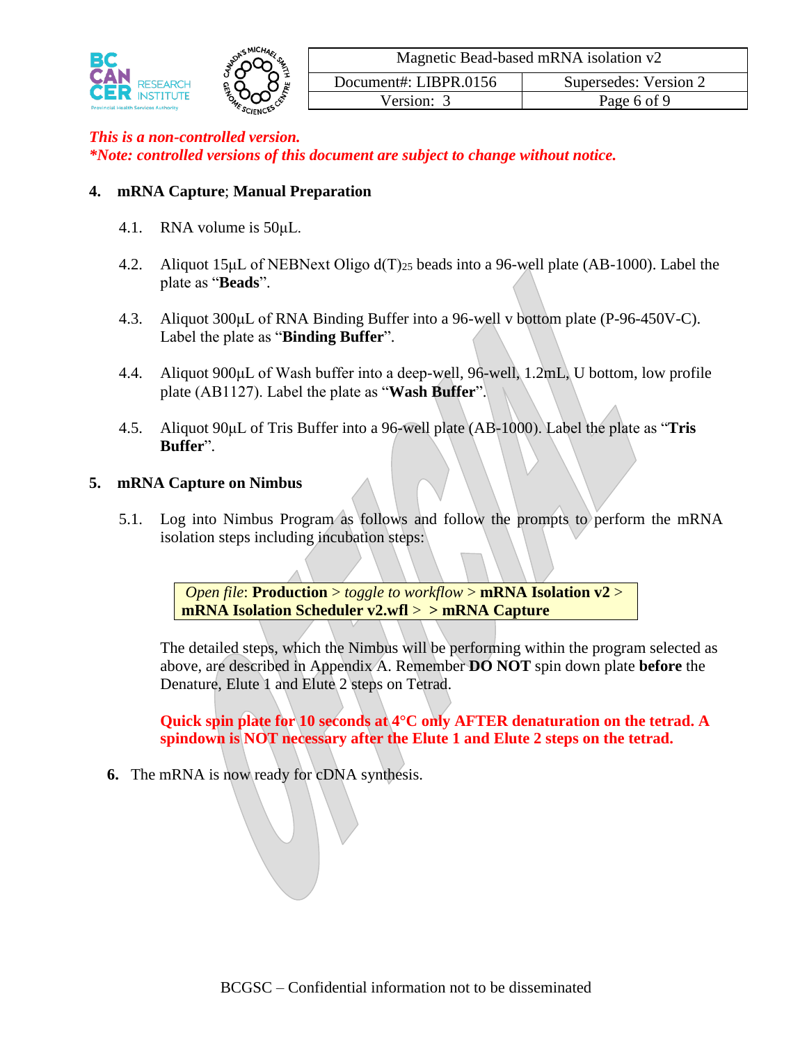*This is a non-controlled version.*
***Note: controlled versions of this document are subject to change without notice.***

## 4. mRNA Capture; Manual Preparation

4.1. RNA volume is 50µL.

4.2. Aliquot 15µL of NEBNext Oligo d(T)$_{25}$ beads into a 96-well plate (AB-1000). Label the plate as "**Beads**".

4.3. Aliquot 300µL of RNA Binding Buffer into a 96-well v bottom plate (P-96-450V-C). Label the plate as "**Binding Buffer**".

4.4. Aliquot 900µL of Wash buffer into a deep-well, 96-well, 1.2mL, U bottom, low profile plate (AB1127). Label the plate as "**Wash Buffer**".

4.5. Aliquot 90µL of Tris Buffer into a 96-well plate (AB-1000). Label the plate as "**Tris Buffer**".

## 5. mRNA Capture on Nimbus

5.1. Log into Nimbus Program as follows and follow the prompts to perform the mRNA isolation steps including incubation steps:

*Open file*: **Production** > *toggle to workflow* > **mRNA Isolation v2** > **mRNA Isolation Scheduler v2.wfl** > **> mRNA Capture**

The detailed steps, which the Nimbus will be performing within the program selected as above, are described in Appendix A. Remember **DO NOT** spin down plate **before** the Denature, Elute 1 and Elute 2 steps on Tetrad.

**Quick spin plate for 10 seconds at 4°C only AFTER denaturation on the tetrad. A spindown is NOT necessary after the Elute 1 and Elute 2 steps on the tetrad.**

**6.** The mRNA is now ready for cDNA synthesis.

BCGSC – Confidential information not to be disseminated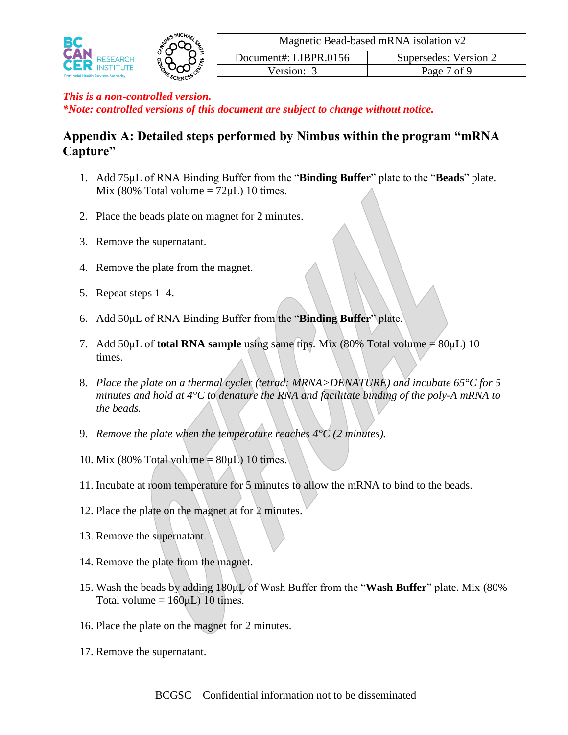*This is a non-controlled version.*
*\*Note: controlled versions of this document are subject to change without notice.*

## Appendix A: Detailed steps performed by Nimbus within the program "mRNA Capture"

1. Add 75µL of RNA Binding Buffer from the "**Binding Buffer**" plate to the "**Beads**" plate. Mix (80% Total volume = 72µL) 10 times.
2. Place the beads plate on magnet for 2 minutes.
3. Remove the supernatant.
4. Remove the plate from the magnet.
5. Repeat steps 1–4.
6. Add 50µL of RNA Binding Buffer from the "**Binding Buffer**" plate.
7. Add 50µL of **total RNA sample** using same tips. Mix (80% Total volume = 80µL) 10 times.
8. *Place the plate on a thermal cycler (tetrad: MRNA>DENATURE) and incubate 65°C for 5 minutes and hold at 4°C to denature the RNA and facilitate binding of the poly-A mRNA to the beads.*
9. *Remove the plate when the temperature reaches 4°C (2 minutes).*
10. Mix (80% Total volume = 80µL) 10 times.
11. Incubate at room temperature for 5 minutes to allow the mRNA to bind to the beads.
12. Place the plate on the magnet at for 2 minutes.
13. Remove the supernatant.
14. Remove the plate from the magnet.
15. Wash the beads by adding 180µL of Wash Buffer from the "**Wash Buffer**" plate. Mix (80% Total volume = 160µL) 10 times.
16. Place the plate on the magnet for 2 minutes.
17. Remove the supernatant.

BCGSC – Confidential information not to be disseminated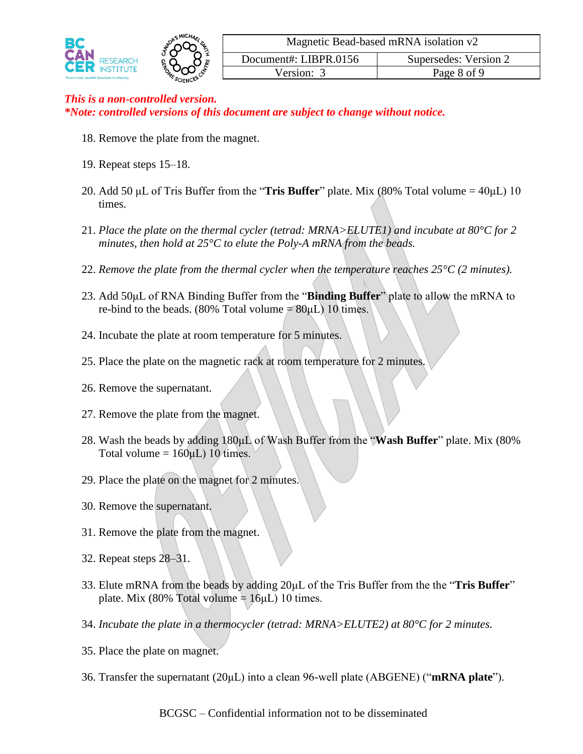*This is a non-controlled version.*
*\*Note: controlled versions of this document are subject to change without notice.*

18. Remove the plate from the magnet.

19. Repeat steps 15–18.

20. Add 50 µL of Tris Buffer from the "**Tris Buffer**" plate. Mix (80% Total volume = 40µL) 10 times.

21. *Place the plate on the thermal cycler (tetrad: MRNA>ELUTE1) and incubate at 80°C for 2 minutes, then hold at 25°C to elute the Poly-A mRNA from the beads.*

22. *Remove the plate from the thermal cycler when the temperature reaches 25°C (2 minutes).*

23. Add 50µL of RNA Binding Buffer from the "**Binding Buffer**" plate to allow the mRNA to re-bind to the beads. (80% Total volume = 80µL) 10 times.

24. Incubate the plate at room temperature for 5 minutes.

25. Place the plate on the magnetic rack at room temperature for 2 minutes.

26. Remove the supernatant.

27. Remove the plate from the magnet.

28. Wash the beads by adding 180µL of Wash Buffer from the "**Wash Buffer**" plate. Mix (80% Total volume = 160µL) 10 times.

29. Place the plate on the magnet for 2 minutes.

30. Remove the supernatant.

31. Remove the plate from the magnet.

32. Repeat steps 28–31.

33. Elute mRNA from the beads by adding 20µL of the Tris Buffer from the the "**Tris Buffer**" plate. Mix (80% Total volume = 16µL) 10 times.

34. *Incubate the plate in a thermocycler (tetrad: MRNA>ELUTE2) at 80°C for 2 minutes.*

35. Place the plate on magnet.

36. Transfer the supernatant (20µL) into a clean 96-well plate (ABGENE) ("**mRNA plate**").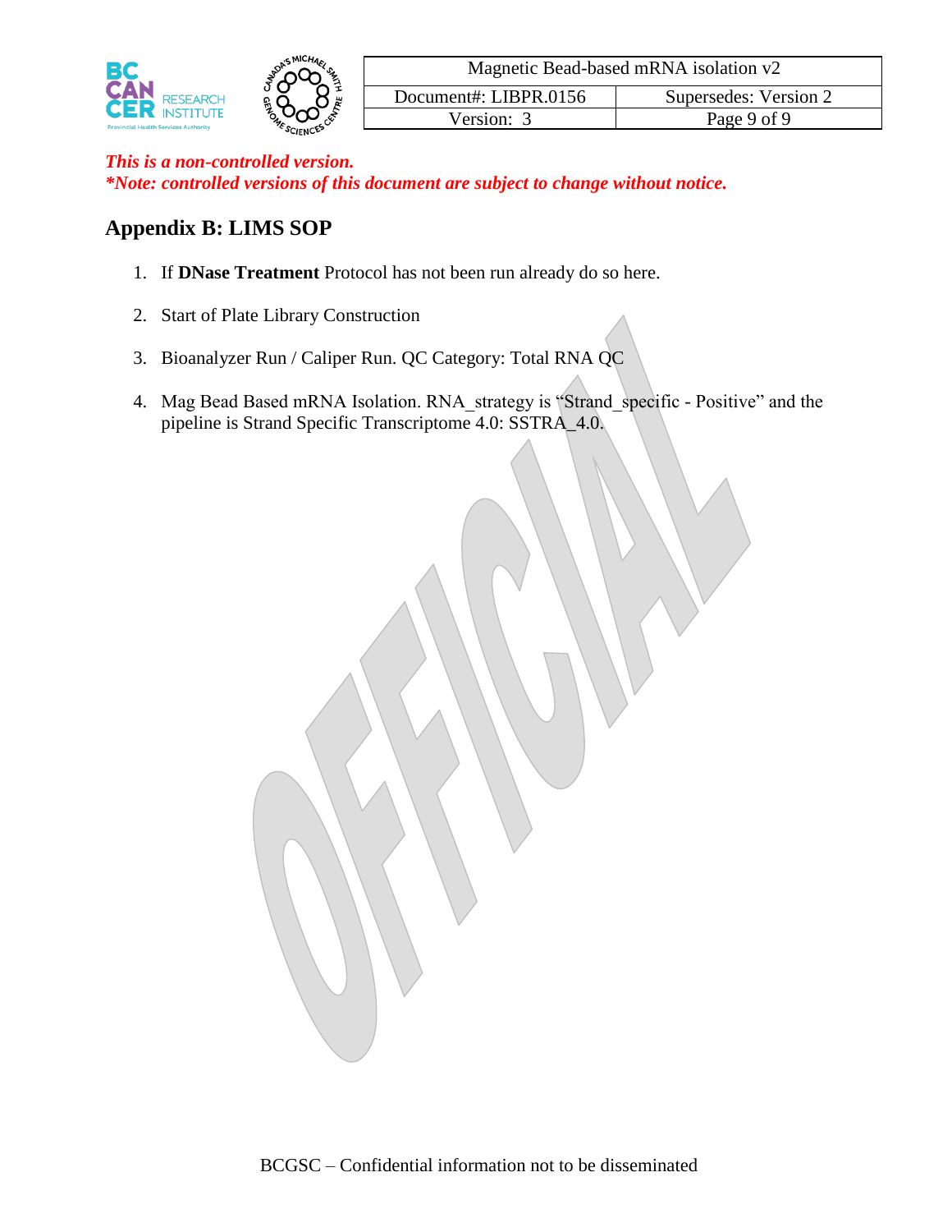*This is a non-controlled version.*
***Note: controlled versions of this document are subject to change without notice.***

## Appendix B: LIMS SOP

1. If **DNase Treatment** Protocol has not been run already do so here.
2. Start of Plate Library Construction
3. Bioanalyzer Run / Caliper Run. QC Category: Total RNA QC
4. Mag Bead Based mRNA Isolation. RNA_strategy is "Strand_specific - Positive" and the pipeline is Strand Specific Transcriptome 4.0: SSTRA_4.0.